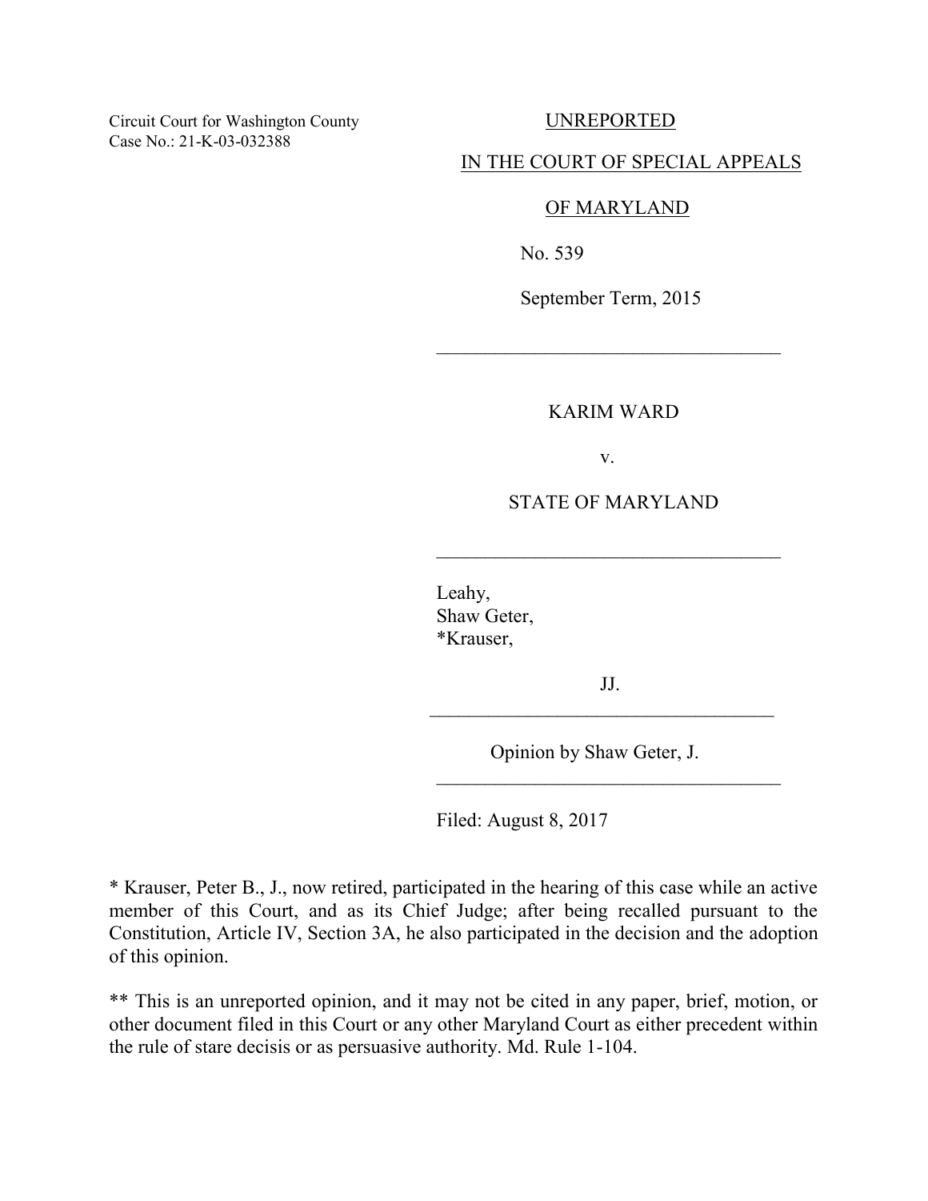Circuit Court for Washington County
Case No.: 21-K-03-032388

UNREPORTED

IN THE COURT OF SPECIAL APPEALS

OF MARYLAND

No. 539

September Term, 2015

---

KARIM WARD

v.

STATE OF MARYLAND

---

Leahy,
Shaw Geter,
*Krauser,

JJ.

---

Opinion by Shaw Geter, J.

---

Filed: August 8, 2017

* Krauser, Peter B., J., now retired, participated in the hearing of this case while an active member of this Court, and as its Chief Judge; after being recalled pursuant to the Constitution, Article IV, Section 3A, he also participated in the decision and the adoption of this opinion.

** This is an unreported opinion, and it may not be cited in any paper, brief, motion, or other document filed in this Court or any other Maryland Court as either precedent within the rule of stare decisis or as persuasive authority. Md. Rule 1-104.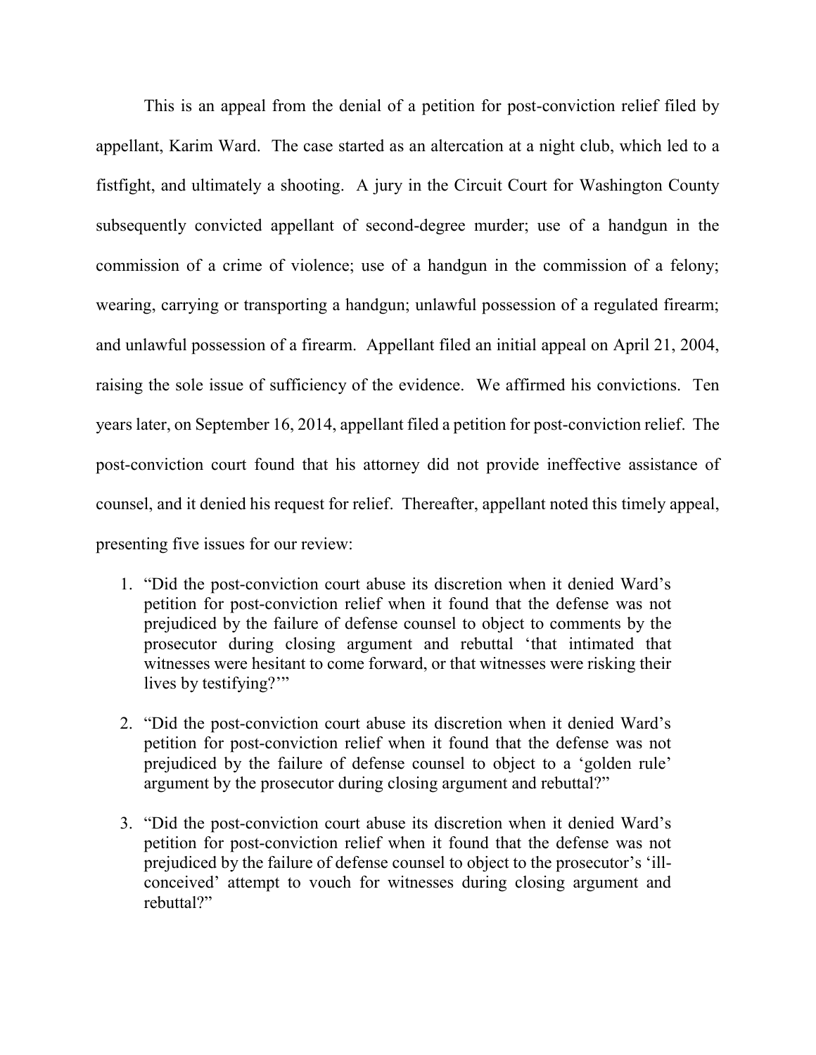This is an appeal from the denial of a petition for post-conviction relief filed by appellant, Karim Ward. The case started as an altercation at a night club, which led to a fistfight, and ultimately a shooting. A jury in the Circuit Court for Washington County subsequently convicted appellant of second-degree murder; use of a handgun in the commission of a crime of violence; use of a handgun in the commission of a felony; wearing, carrying or transporting a handgun; unlawful possession of a regulated firearm; and unlawful possession of a firearm. Appellant filed an initial appeal on April 21, 2004, raising the sole issue of sufficiency of the evidence. We affirmed his convictions. Ten years later, on September 16, 2014, appellant filed a petition for post-conviction relief. The post-conviction court found that his attorney did not provide ineffective assistance of counsel, and it denied his request for relief. Thereafter, appellant noted this timely appeal, presenting five issues for our review:

1. "Did the post-conviction court abuse its discretion when it denied Ward's petition for post-conviction relief when it found that the defense was not prejudiced by the failure of defense counsel to object to comments by the prosecutor during closing argument and rebuttal 'that intimated that witnesses were hesitant to come forward, or that witnesses were risking their lives by testifying?'"

2. "Did the post-conviction court abuse its discretion when it denied Ward's petition for post-conviction relief when it found that the defense was not prejudiced by the failure of defense counsel to object to a 'golden rule' argument by the prosecutor during closing argument and rebuttal?"

3. "Did the post-conviction court abuse its discretion when it denied Ward's petition for post-conviction relief when it found that the defense was not prejudiced by the failure of defense counsel to object to the prosecutor's 'ill-conceived' attempt to vouch for witnesses during closing argument and rebuttal?"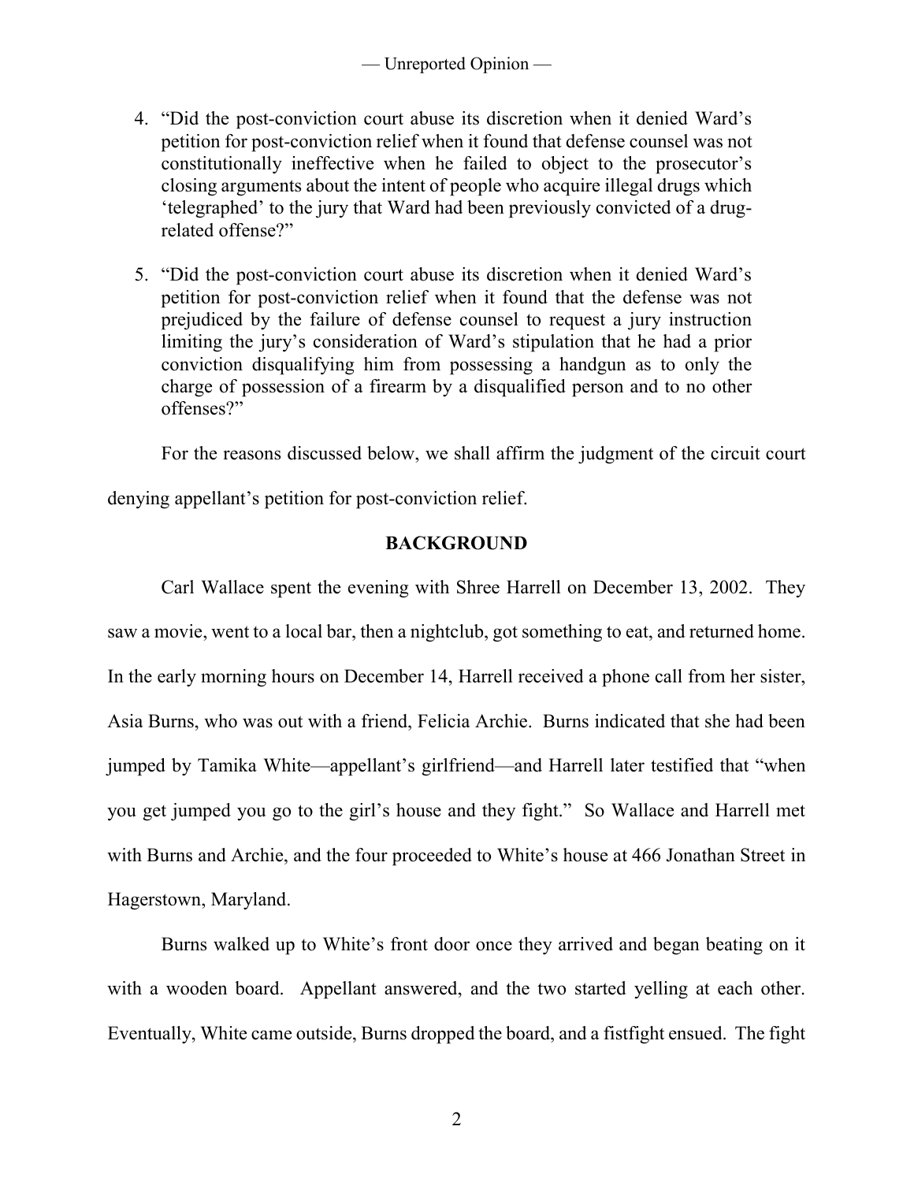4. "Did the post-conviction court abuse its discretion when it denied Ward's petition for post-conviction relief when it found that defense counsel was not constitutionally ineffective when he failed to object to the prosecutor's closing arguments about the intent of people who acquire illegal drugs which 'telegraphed' to the jury that Ward had been previously convicted of a drug-related offense?"

5. "Did the post-conviction court abuse its discretion when it denied Ward's petition for post-conviction relief when it found that the defense was not prejudiced by the failure of defense counsel to request a jury instruction limiting the jury's consideration of Ward's stipulation that he had a prior conviction disqualifying him from possessing a handgun as to only the charge of possession of a firearm by a disqualified person and to no other offenses?"

For the reasons discussed below, we shall affirm the judgment of the circuit court denying appellant's petition for post-conviction relief.

## BACKGROUND

Carl Wallace spent the evening with Shree Harrell on December 13, 2002. They saw a movie, went to a local bar, then a nightclub, got something to eat, and returned home. In the early morning hours on December 14, Harrell received a phone call from her sister, Asia Burns, who was out with a friend, Felicia Archie. Burns indicated that she had been jumped by Tamika White—appellant's girlfriend—and Harrell later testified that "when you get jumped you go to the girl's house and they fight." So Wallace and Harrell met with Burns and Archie, and the four proceeded to White's house at 466 Jonathan Street in Hagerstown, Maryland.

Burns walked up to White's front door once they arrived and began beating on it with a wooden board. Appellant answered, and the two started yelling at each other. Eventually, White came outside, Burns dropped the board, and a fistfight ensued. The fight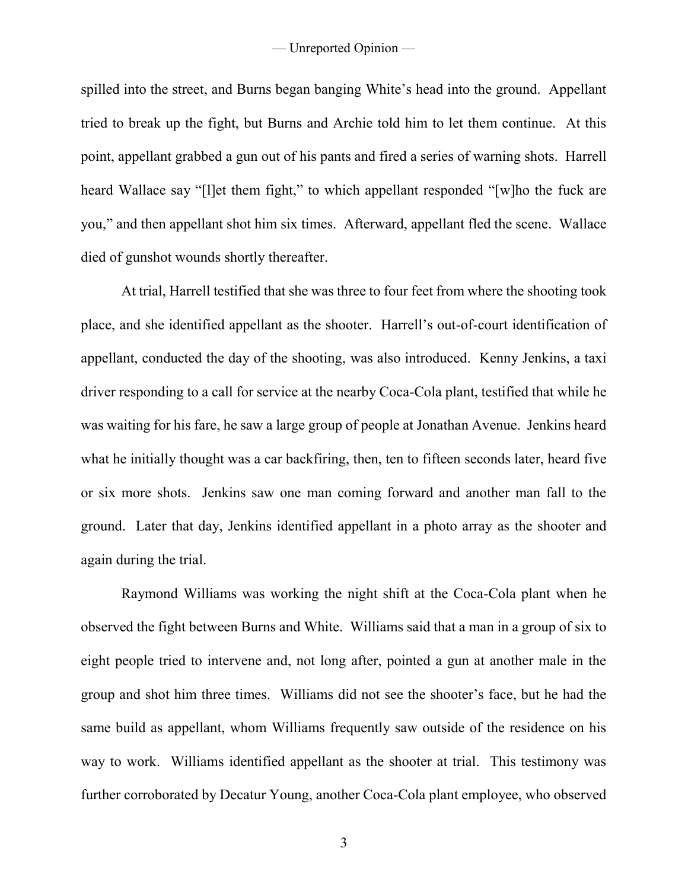spilled into the street, and Burns began banging White's head into the ground. Appellant tried to break up the fight, but Burns and Archie told him to let them continue. At this point, appellant grabbed a gun out of his pants and fired a series of warning shots. Harrell heard Wallace say "[l]et them fight," to which appellant responded "[w]ho the fuck are you," and then appellant shot him six times. Afterward, appellant fled the scene. Wallace died of gunshot wounds shortly thereafter.

At trial, Harrell testified that she was three to four feet from where the shooting took place, and she identified appellant as the shooter. Harrell's out-of-court identification of appellant, conducted the day of the shooting, was also introduced. Kenny Jenkins, a taxi driver responding to a call for service at the nearby Coca-Cola plant, testified that while he was waiting for his fare, he saw a large group of people at Jonathan Avenue. Jenkins heard what he initially thought was a car backfiring, then, ten to fifteen seconds later, heard five or six more shots. Jenkins saw one man coming forward and another man fall to the ground. Later that day, Jenkins identified appellant in a photo array as the shooter and again during the trial.

Raymond Williams was working the night shift at the Coca-Cola plant when he observed the fight between Burns and White. Williams said that a man in a group of six to eight people tried to intervene and, not long after, pointed a gun at another male in the group and shot him three times. Williams did not see the shooter's face, but he had the same build as appellant, whom Williams frequently saw outside of the residence on his way to work. Williams identified appellant as the shooter at trial. This testimony was further corroborated by Decatur Young, another Coca-Cola plant employee, who observed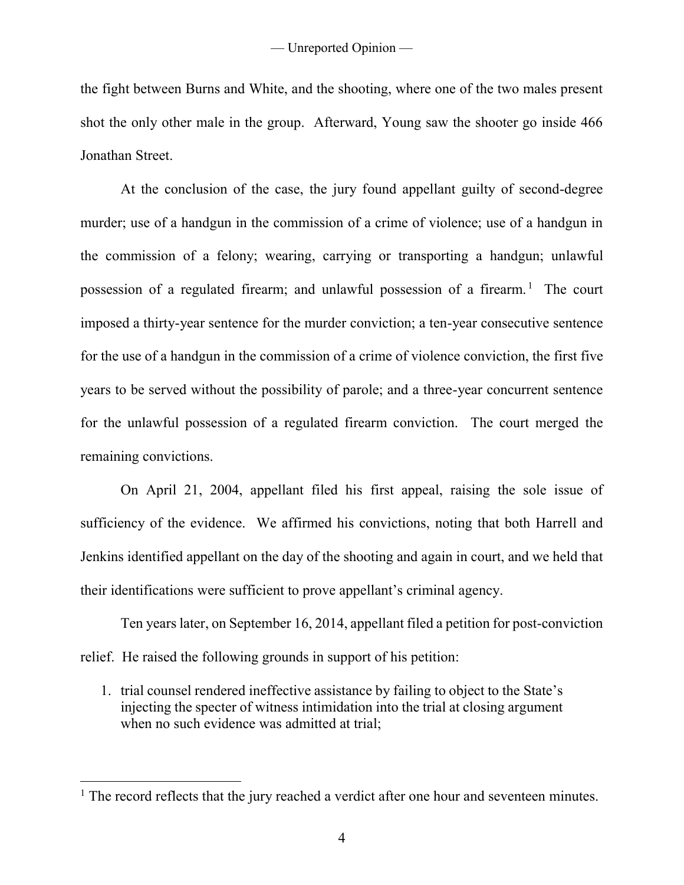the fight between Burns and White, and the shooting, where one of the two males present shot the only other male in the group. Afterward, Young saw the shooter go inside 466 Jonathan Street.

At the conclusion of the case, the jury found appellant guilty of second-degree murder; use of a handgun in the commission of a crime of violence; use of a handgun in the commission of a felony; wearing, carrying or transporting a handgun; unlawful possession of a regulated firearm; and unlawful possession of a firearm.[1] The court imposed a thirty-year sentence for the murder conviction; a ten-year consecutive sentence for the use of a handgun in the commission of a crime of violence conviction, the first five years to be served without the possibility of parole; and a three-year concurrent sentence for the unlawful possession of a regulated firearm conviction. The court merged the remaining convictions.

On April 21, 2004, appellant filed his first appeal, raising the sole issue of sufficiency of the evidence. We affirmed his convictions, noting that both Harrell and Jenkins identified appellant on the day of the shooting and again in court, and we held that their identifications were sufficient to prove appellant's criminal agency.

Ten years later, on September 16, 2014, appellant filed a petition for post-conviction relief. He raised the following grounds in support of his petition:

1. trial counsel rendered ineffective assistance by failing to object to the State's injecting the specter of witness intimidation into the trial at closing argument when no such evidence was admitted at trial;

[1] The record reflects that the jury reached a verdict after one hour and seventeen minutes.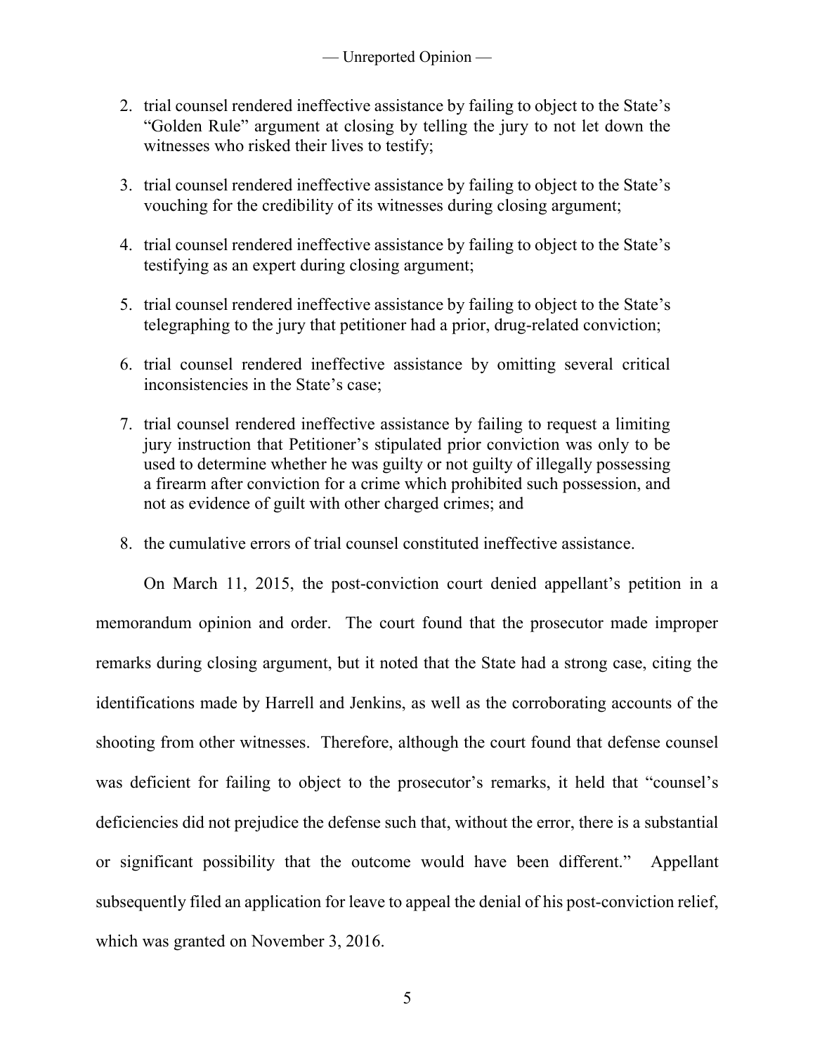2. trial counsel rendered ineffective assistance by failing to object to the State's "Golden Rule" argument at closing by telling the jury to not let down the witnesses who risked their lives to testify;

3. trial counsel rendered ineffective assistance by failing to object to the State's vouching for the credibility of its witnesses during closing argument;

4. trial counsel rendered ineffective assistance by failing to object to the State's testifying as an expert during closing argument;

5. trial counsel rendered ineffective assistance by failing to object to the State's telegraphing to the jury that petitioner had a prior, drug-related conviction;

6. trial counsel rendered ineffective assistance by omitting several critical inconsistencies in the State's case;

7. trial counsel rendered ineffective assistance by failing to request a limiting jury instruction that Petitioner's stipulated prior conviction was only to be used to determine whether he was guilty or not guilty of illegally possessing a firearm after conviction for a crime which prohibited such possession, and not as evidence of guilt with other charged crimes; and

8. the cumulative errors of trial counsel constituted ineffective assistance.

On March 11, 2015, the post-conviction court denied appellant's petition in a memorandum opinion and order. The court found that the prosecutor made improper remarks during closing argument, but it noted that the State had a strong case, citing the identifications made by Harrell and Jenkins, as well as the corroborating accounts of the shooting from other witnesses. Therefore, although the court found that defense counsel was deficient for failing to object to the prosecutor's remarks, it held that "counsel's deficiencies did not prejudice the defense such that, without the error, there is a substantial or significant possibility that the outcome would have been different." Appellant subsequently filed an application for leave to appeal the denial of his post-conviction relief, which was granted on November 3, 2016.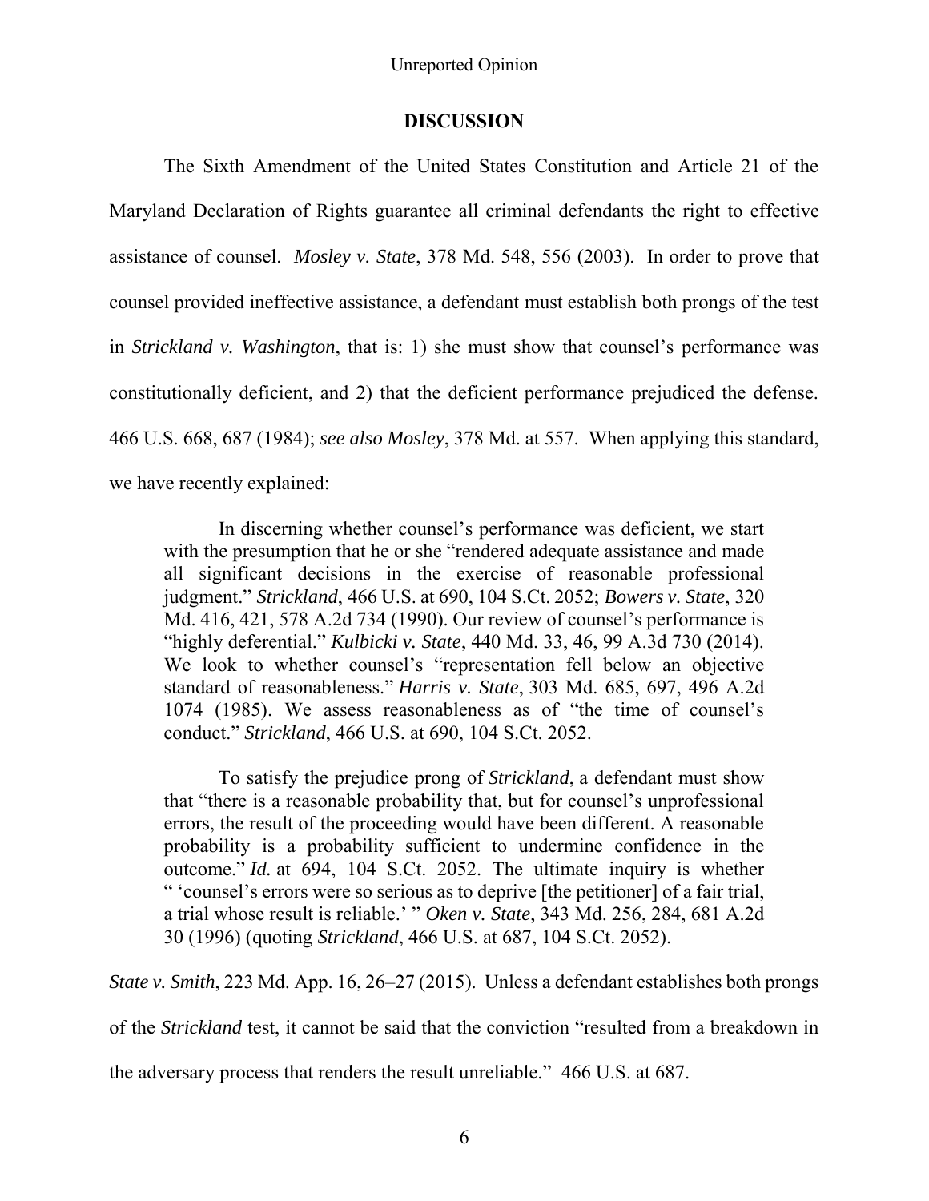## DISCUSSION

The Sixth Amendment of the United States Constitution and Article 21 of the Maryland Declaration of Rights guarantee all criminal defendants the right to effective assistance of counsel. *Mosley v. State*, 378 Md. 548, 556 (2003). In order to prove that counsel provided ineffective assistance, a defendant must establish both prongs of the test in *Strickland v. Washington*, that is: 1) she must show that counsel's performance was constitutionally deficient, and 2) that the deficient performance prejudiced the defense. 466 U.S. 668, 687 (1984); *see also Mosley*, 378 Md. at 557. When applying this standard, we have recently explained:

> In discerning whether counsel's performance was deficient, we start with the presumption that he or she "rendered adequate assistance and made all significant decisions in the exercise of reasonable professional judgment." *Strickland*, 466 U.S. at 690, 104 S.Ct. 2052; *Bowers v. State*, 320 Md. 416, 421, 578 A.2d 734 (1990). Our review of counsel's performance is "highly deferential." *Kulbicki v. State*, 440 Md. 33, 46, 99 A.3d 730 (2014). We look to whether counsel's "representation fell below an objective standard of reasonableness." *Harris v. State*, 303 Md. 685, 697, 496 A.2d 1074 (1985). We assess reasonableness as of "the time of counsel's conduct." *Strickland*, 466 U.S. at 690, 104 S.Ct. 2052.
>
> To satisfy the prejudice prong of *Strickland*, a defendant must show that "there is a reasonable probability that, but for counsel's unprofessional errors, the result of the proceeding would have been different. A reasonable probability is a probability sufficient to undermine confidence in the outcome." *Id.* at 694, 104 S.Ct. 2052. The ultimate inquiry is whether " 'counsel's errors were so serious as to deprive [the petitioner] of a fair trial, a trial whose result is reliable.' " *Oken v. State*, 343 Md. 256, 284, 681 A.2d 30 (1996) (quoting *Strickland*, 466 U.S. at 687, 104 S.Ct. 2052).

*State v. Smith*, 223 Md. App. 16, 26–27 (2015). Unless a defendant establishes both prongs of the *Strickland* test, it cannot be said that the conviction "resulted from a breakdown in the adversary process that renders the result unreliable." 466 U.S. at 687.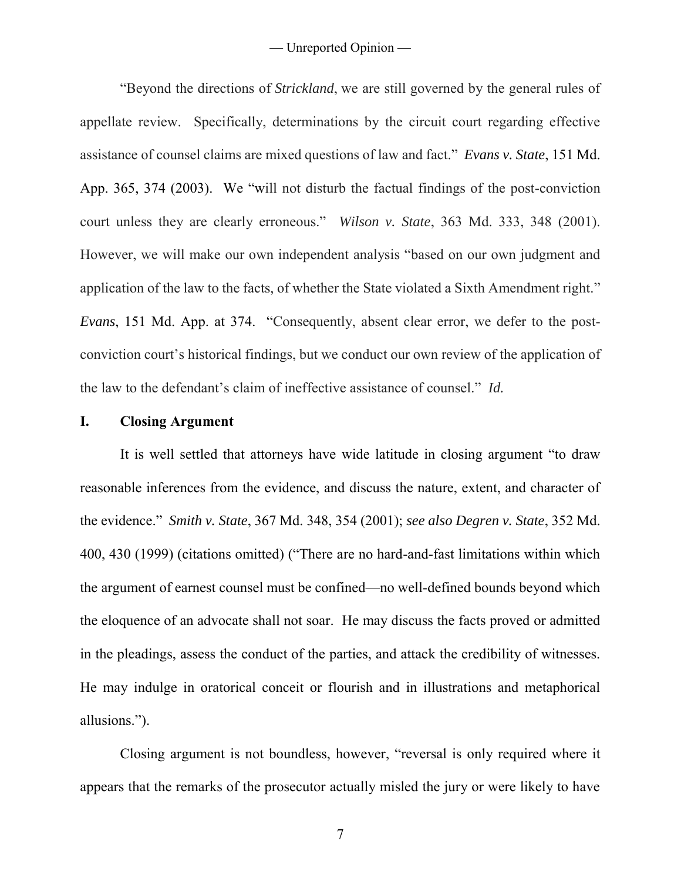"Beyond the directions of *Strickland*, we are still governed by the general rules of appellate review. Specifically, determinations by the circuit court regarding effective assistance of counsel claims are mixed questions of law and fact." *Evans v. State*, 151 Md. App. 365, 374 (2003). We "will not disturb the factual findings of the post-conviction court unless they are clearly erroneous." *Wilson v. State*, 363 Md. 333, 348 (2001). However, we will make our own independent analysis "based on our own judgment and application of the law to the facts, of whether the State violated a Sixth Amendment right." *Evans*, 151 Md. App. at 374. "Consequently, absent clear error, we defer to the post-conviction court's historical findings, but we conduct our own review of the application of the law to the defendant's claim of ineffective assistance of counsel." *Id.*

## I. Closing Argument

It is well settled that attorneys have wide latitude in closing argument "to draw reasonable inferences from the evidence, and discuss the nature, extent, and character of the evidence." *Smith v. State*, 367 Md. 348, 354 (2001); *see also Degren v. State*, 352 Md. 400, 430 (1999) (citations omitted) ("There are no hard-and-fast limitations within which the argument of earnest counsel must be confined—no well-defined bounds beyond which the eloquence of an advocate shall not soar. He may discuss the facts proved or admitted in the pleadings, assess the conduct of the parties, and attack the credibility of witnesses. He may indulge in oratorical conceit or flourish and in illustrations and metaphorical allusions.").

Closing argument is not boundless, however, "reversal is only required where it appears that the remarks of the prosecutor actually misled the jury or were likely to have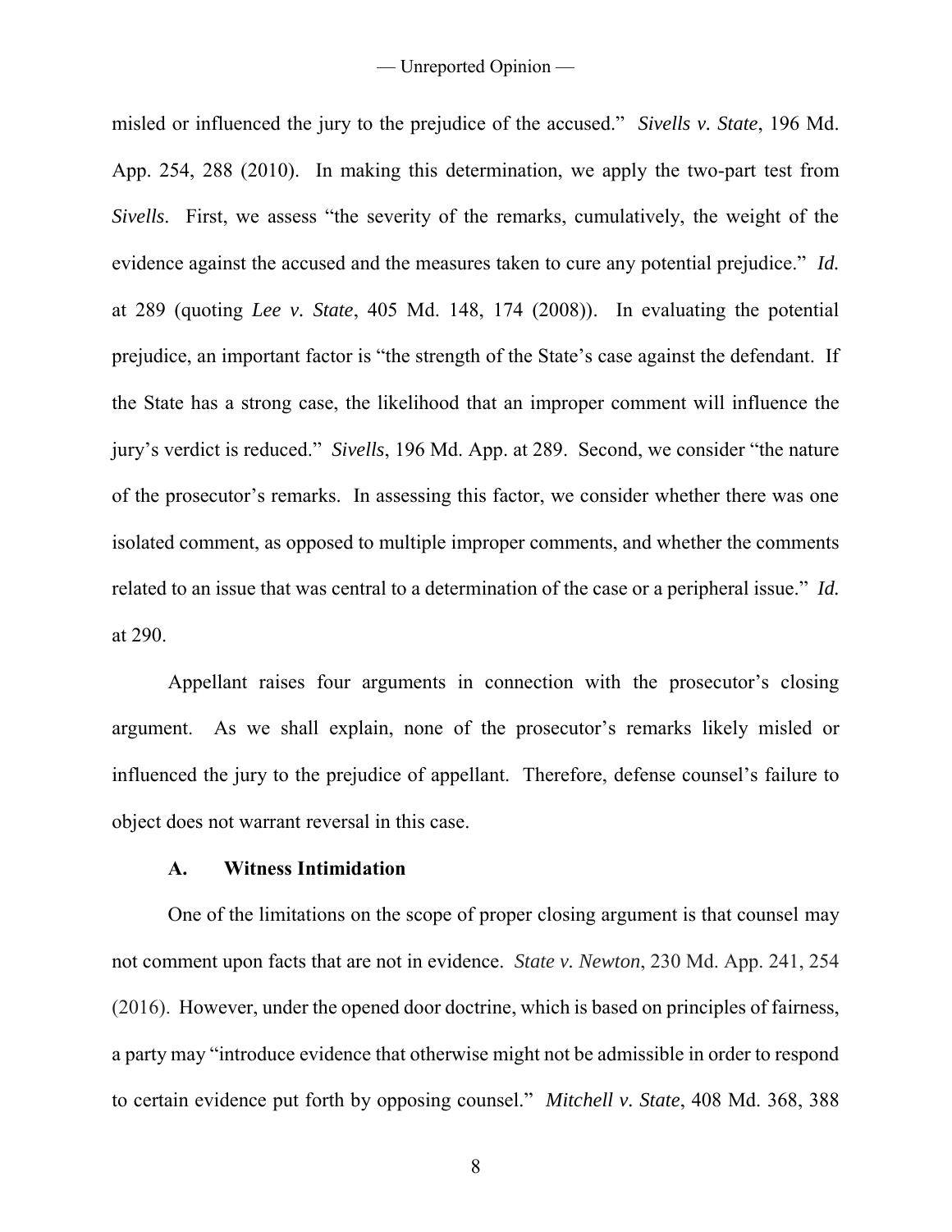misled or influenced the jury to the prejudice of the accused." *Sivells v. State*, 196 Md. App. 254, 288 (2010). In making this determination, we apply the two-part test from *Sivells*. First, we assess "the severity of the remarks, cumulatively, the weight of the evidence against the accused and the measures taken to cure any potential prejudice." *Id.* at 289 (quoting *Lee v. State*, 405 Md. 148, 174 (2008)). In evaluating the potential prejudice, an important factor is "the strength of the State's case against the defendant. If the State has a strong case, the likelihood that an improper comment will influence the jury's verdict is reduced." *Sivells*, 196 Md. App. at 289. Second, we consider "the nature of the prosecutor's remarks. In assessing this factor, we consider whether there was one isolated comment, as opposed to multiple improper comments, and whether the comments related to an issue that was central to a determination of the case or a peripheral issue." *Id.* at 290.

Appellant raises four arguments in connection with the prosecutor's closing argument. As we shall explain, none of the prosecutor's remarks likely misled or influenced the jury to the prejudice of appellant. Therefore, defense counsel's failure to object does not warrant reversal in this case.

### A. Witness Intimidation

One of the limitations on the scope of proper closing argument is that counsel may not comment upon facts that are not in evidence. *State v. Newton*, 230 Md. App. 241, 254 (2016). However, under the opened door doctrine, which is based on principles of fairness, a party may "introduce evidence that otherwise might not be admissible in order to respond to certain evidence put forth by opposing counsel." *Mitchell v. State*, 408 Md. 368, 388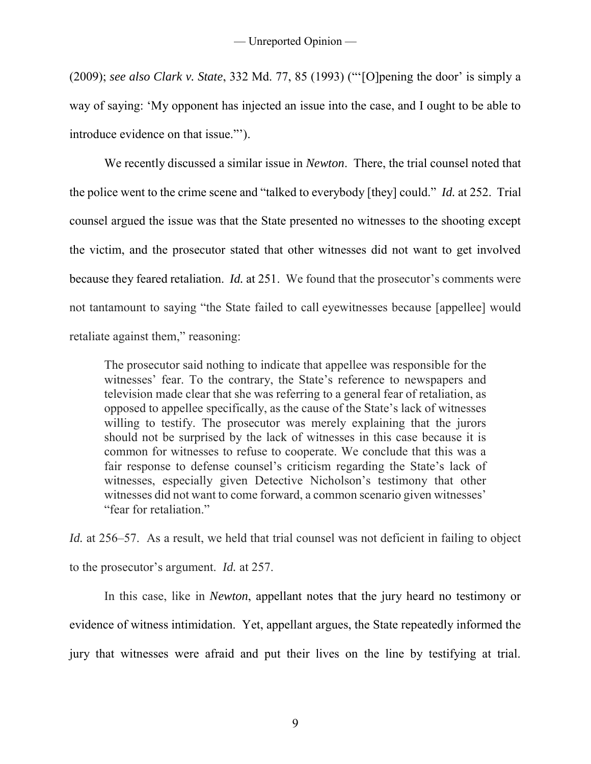(2009); *see also Clark v. State*, 332 Md. 77, 85 (1993) ("'[O]pening the door' is simply a way of saying: 'My opponent has injected an issue into the case, and I ought to be able to introduce evidence on that issue.'").

We recently discussed a similar issue in *Newton*. There, the trial counsel noted that the police went to the crime scene and "talked to everybody [they] could." *Id.* at 252. Trial counsel argued the issue was that the State presented no witnesses to the shooting except the victim, and the prosecutor stated that other witnesses did not want to get involved because they feared retaliation. *Id.* at 251. We found that the prosecutor's comments were not tantamount to saying "the State failed to call eyewitnesses because [appellee] would retaliate against them," reasoning:

> The prosecutor said nothing to indicate that appellee was responsible for the witnesses' fear. To the contrary, the State's reference to newspapers and television made clear that she was referring to a general fear of retaliation, as opposed to appellee specifically, as the cause of the State's lack of witnesses willing to testify. The prosecutor was merely explaining that the jurors should not be surprised by the lack of witnesses in this case because it is common for witnesses to refuse to cooperate. We conclude that this was a fair response to defense counsel's criticism regarding the State's lack of witnesses, especially given Detective Nicholson's testimony that other witnesses did not want to come forward, a common scenario given witnesses' "fear for retaliation."

*Id.* at 256–57. As a result, we held that trial counsel was not deficient in failing to object to the prosecutor's argument. *Id.* at 257.

In this case, like in *Newton*, appellant notes that the jury heard no testimony or evidence of witness intimidation. Yet, appellant argues, the State repeatedly informed the jury that witnesses were afraid and put their lives on the line by testifying at trial.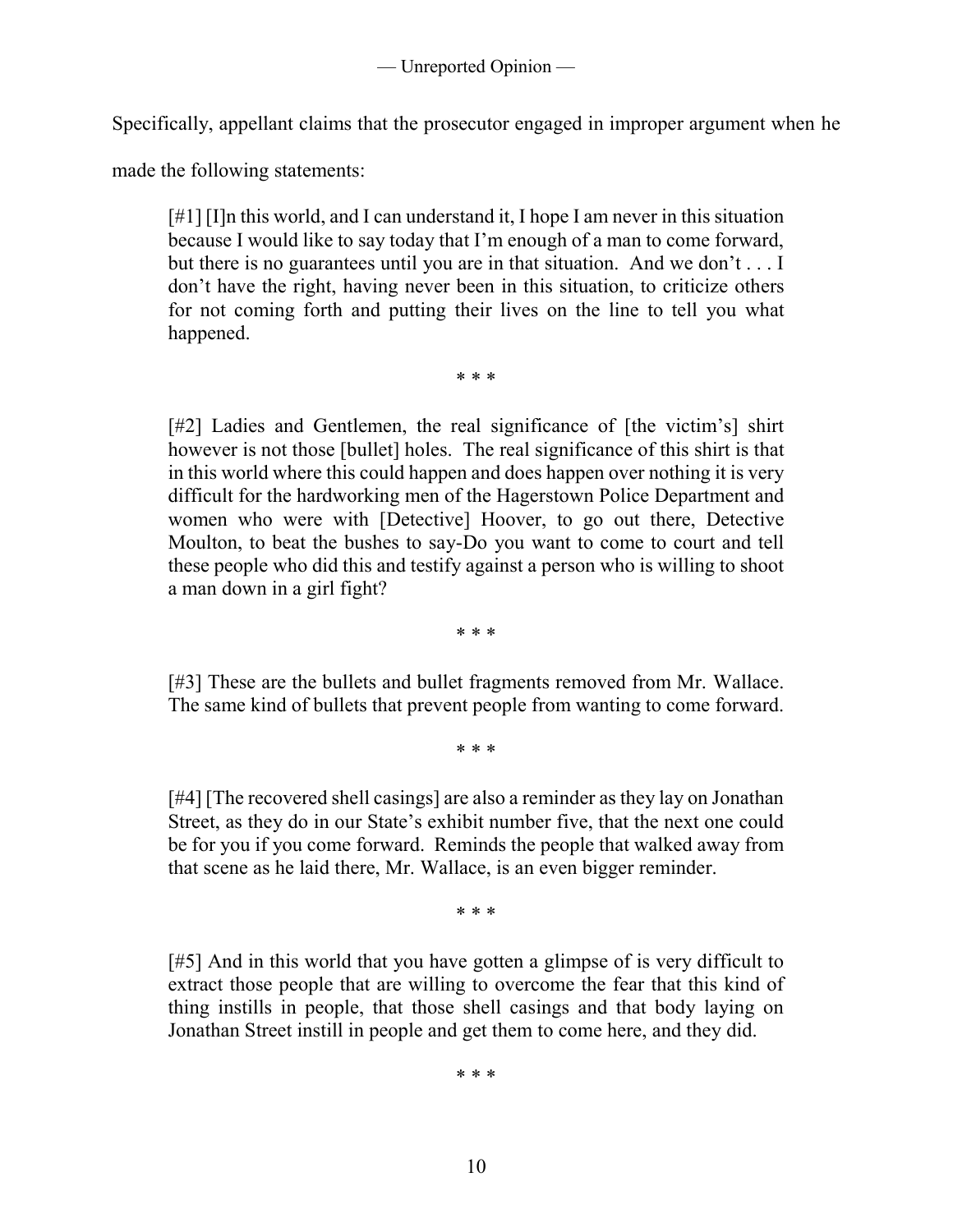Specifically, appellant claims that the prosecutor engaged in improper argument when he made the following statements:

> [#1] [I]n this world, and I can understand it, I hope I am never in this situation because I would like to say today that I'm enough of a man to come forward, but there is no guarantees until you are in that situation. And we don't . . . I don't have the right, having never been in this situation, to criticize others for not coming forth and putting their lives on the line to tell you what happened.
>
> \* \* \*
>
> [#2] Ladies and Gentlemen, the real significance of [the victim's] shirt however is not those [bullet] holes. The real significance of this shirt is that in this world where this could happen and does happen over nothing it is very difficult for the hardworking men of the Hagerstown Police Department and women who were with [Detective] Hoover, to go out there, Detective Moulton, to beat the bushes to say-Do you want to come to court and tell these people who did this and testify against a person who is willing to shoot a man down in a girl fight?
>
> \* \* \*
>
> [#3] These are the bullets and bullet fragments removed from Mr. Wallace. The same kind of bullets that prevent people from wanting to come forward.
>
> \* \* \*
>
> [#4] [The recovered shell casings] are also a reminder as they lay on Jonathan Street, as they do in our State's exhibit number five, that the next one could be for you if you come forward. Reminds the people that walked away from that scene as he laid there, Mr. Wallace, is an even bigger reminder.
>
> \* \* \*
>
> [#5] And in this world that you have gotten a glimpse of is very difficult to extract those people that are willing to overcome the fear that this kind of thing instills in people, that those shell casings and that body laying on Jonathan Street instill in people and get them to come here, and they did.
>
> \* \* \*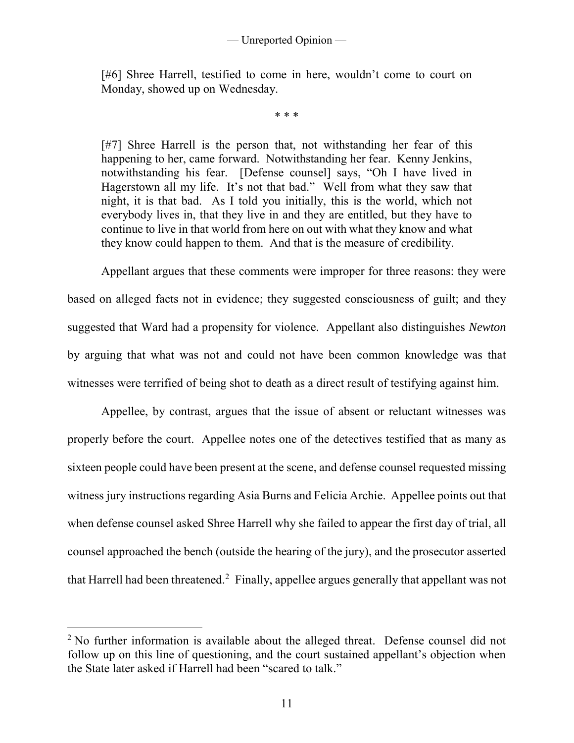> [#6] Shree Harrell, testified to come in here, wouldn't come to court on Monday, showed up on Wednesday.
>
> \* \* \*
>
> [#7] Shree Harrell is the person that, not withstanding her fear of this happening to her, came forward. Notwithstanding her fear. Kenny Jenkins, notwithstanding his fear. [Defense counsel] says, "Oh I have lived in Hagerstown all my life. It's not that bad." Well from what they saw that night, it is that bad. As I told you initially, this is the world, which not everybody lives in, that they live in and they are entitled, but they have to continue to live in that world from here on out with what they know and what they know could happen to them. And that is the measure of credibility.

Appellant argues that these comments were improper for three reasons: they were based on alleged facts not in evidence; they suggested consciousness of guilt; and they suggested that Ward had a propensity for violence. Appellant also distinguishes *Newton* by arguing that what was not and could not have been common knowledge was that witnesses were terrified of being shot to death as a direct result of testifying against him.

Appellee, by contrast, argues that the issue of absent or reluctant witnesses was properly before the court. Appellee notes one of the detectives testified that as many as sixteen people could have been present at the scene, and defense counsel requested missing witness jury instructions regarding Asia Burns and Felicia Archie. Appellee points out that when defense counsel asked Shree Harrell why she failed to appear the first day of trial, all counsel approached the bench (outside the hearing of the jury), and the prosecutor asserted that Harrell had been threatened.[2] Finally, appellee argues generally that appellant was not

---

[2] No further information is available about the alleged threat. Defense counsel did not follow up on this line of questioning, and the court sustained appellant's objection when the State later asked if Harrell had been "scared to talk."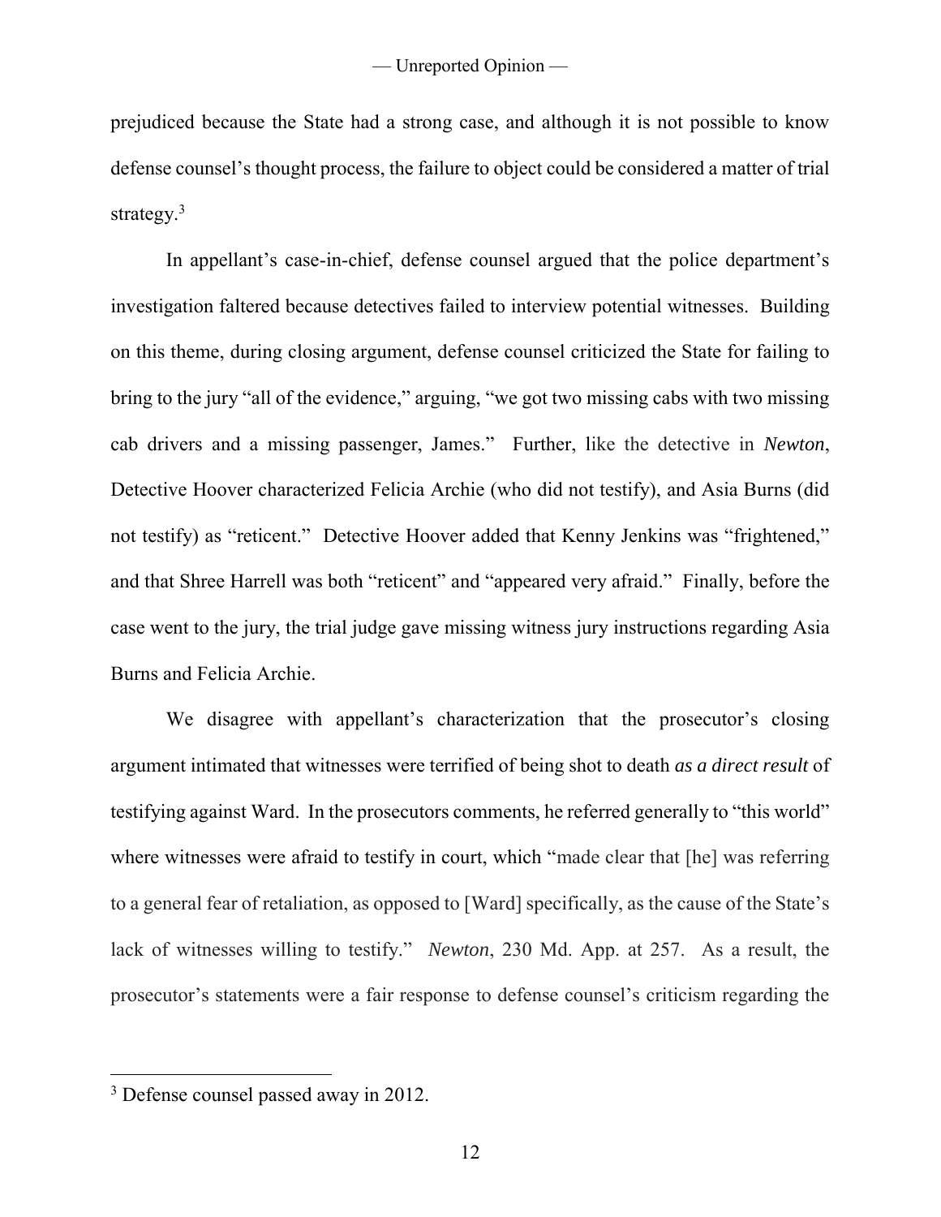prejudiced because the State had a strong case, and although it is not possible to know defense counsel's thought process, the failure to object could be considered a matter of trial strategy.[3]

In appellant's case-in-chief, defense counsel argued that the police department's investigation faltered because detectives failed to interview potential witnesses. Building on this theme, during closing argument, defense counsel criticized the State for failing to bring to the jury "all of the evidence," arguing, "we got two missing cabs with two missing cab drivers and a missing passenger, James." Further, like the detective in *Newton*, Detective Hoover characterized Felicia Archie (who did not testify), and Asia Burns (did not testify) as "reticent." Detective Hoover added that Kenny Jenkins was "frightened," and that Shree Harrell was both "reticent" and "appeared very afraid." Finally, before the case went to the jury, the trial judge gave missing witness jury instructions regarding Asia Burns and Felicia Archie.

We disagree with appellant's characterization that the prosecutor's closing argument intimated that witnesses were terrified of being shot to death *as a direct result* of testifying against Ward. In the prosecutors comments, he referred generally to "this world" where witnesses were afraid to testify in court, which "made clear that [he] was referring to a general fear of retaliation, as opposed to [Ward] specifically, as the cause of the State's lack of witnesses willing to testify." *Newton*, 230 Md. App. at 257. As a result, the prosecutor's statements were a fair response to defense counsel's criticism regarding the

---

[3] Defense counsel passed away in 2012.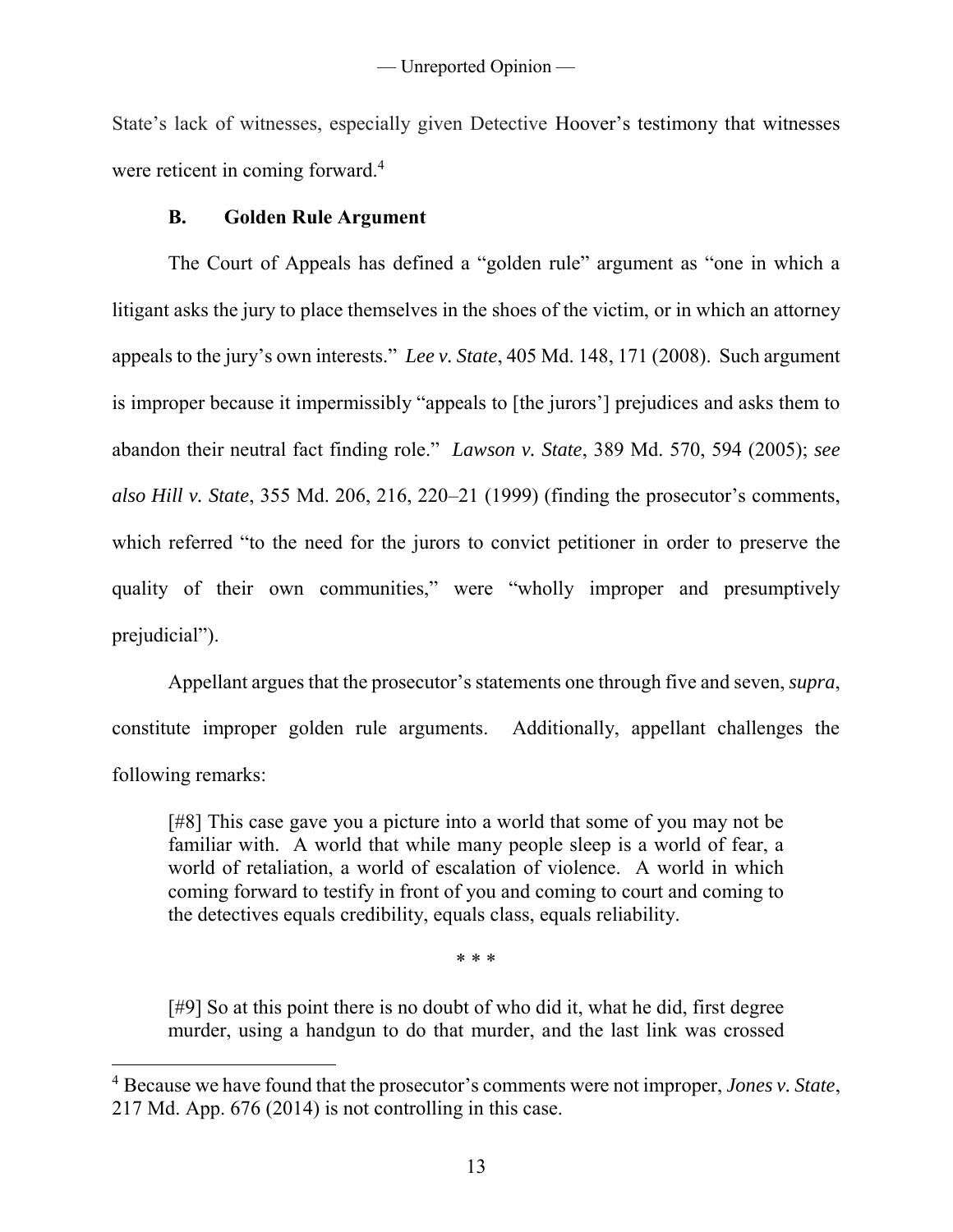State's lack of witnesses, especially given Detective Hoover's testimony that witnesses were reticent in coming forward.[4]

### B. Golden Rule Argument

The Court of Appeals has defined a "golden rule" argument as "one in which a litigant asks the jury to place themselves in the shoes of the victim, or in which an attorney appeals to the jury's own interests." *Lee v. State*, 405 Md. 148, 171 (2008). Such argument is improper because it impermissibly "appeals to [the jurors'] prejudices and asks them to abandon their neutral fact finding role." *Lawson v. State*, 389 Md. 570, 594 (2005); *see also Hill v. State*, 355 Md. 206, 216, 220–21 (1999) (finding the prosecutor's comments, which referred "to the need for the jurors to convict petitioner in order to preserve the quality of their own communities," were "wholly improper and presumptively prejudicial").

Appellant argues that the prosecutor's statements one through five and seven, *supra*, constitute improper golden rule arguments. Additionally, appellant challenges the following remarks:

> [#8] This case gave you a picture into a world that some of you may not be familiar with. A world that while many people sleep is a world of fear, a world of retaliation, a world of escalation of violence. A world in which coming forward to testify in front of you and coming to court and coming to the detectives equals credibility, equals class, equals reliability.
>
> \* \* \*
>
> [#9] So at this point there is no doubt of who did it, what he did, first degree murder, using a handgun to do that murder, and the last link was crossed

[4] Because we have found that the prosecutor's comments were not improper, *Jones v. State*, 217 Md. App. 676 (2014) is not controlling in this case.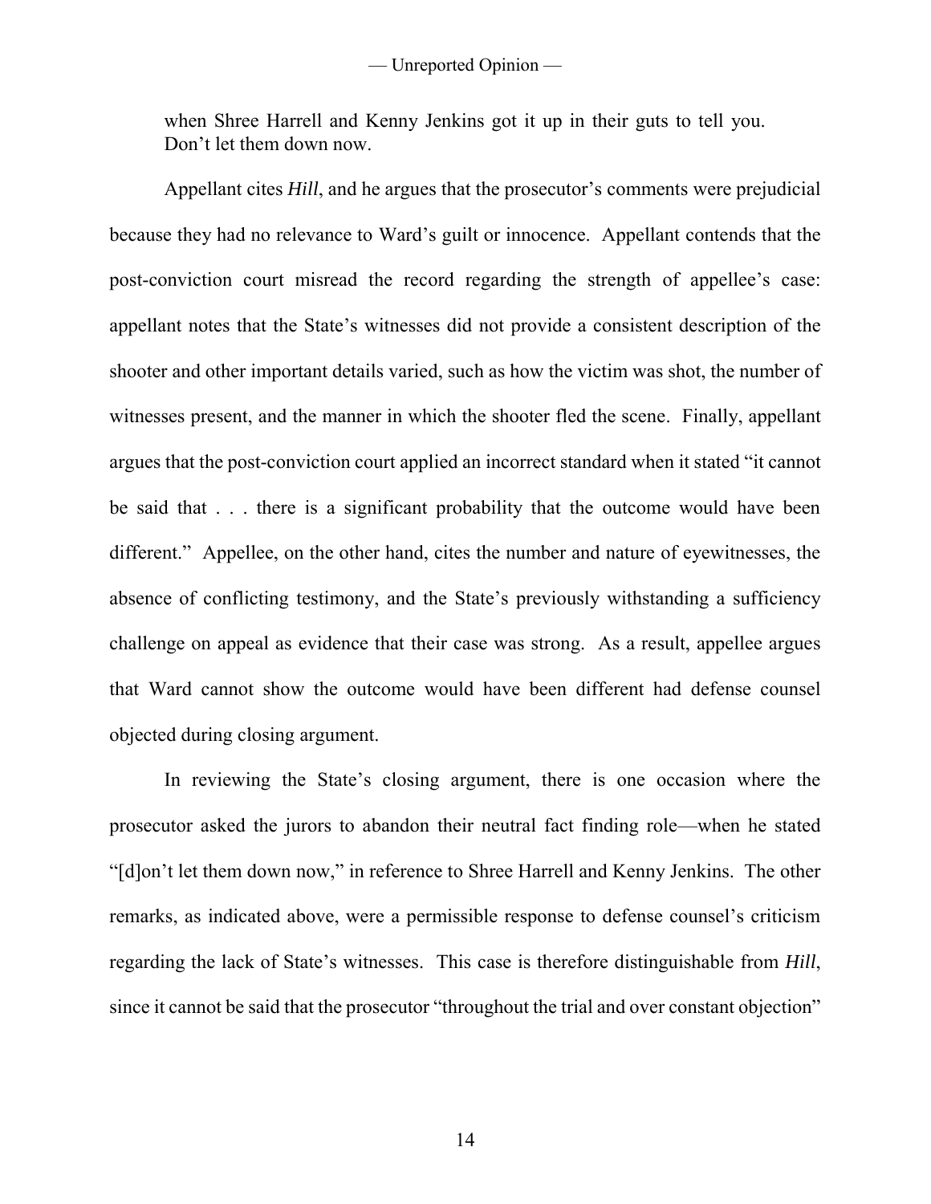when Shree Harrell and Kenny Jenkins got it up in their guts to tell you. Don't let them down now.

Appellant cites *Hill*, and he argues that the prosecutor's comments were prejudicial because they had no relevance to Ward's guilt or innocence. Appellant contends that the post-conviction court misread the record regarding the strength of appellee's case: appellant notes that the State's witnesses did not provide a consistent description of the shooter and other important details varied, such as how the victim was shot, the number of witnesses present, and the manner in which the shooter fled the scene. Finally, appellant argues that the post-conviction court applied an incorrect standard when it stated "it cannot be said that . . . there is a significant probability that the outcome would have been different." Appellee, on the other hand, cites the number and nature of eyewitnesses, the absence of conflicting testimony, and the State's previously withstanding a sufficiency challenge on appeal as evidence that their case was strong. As a result, appellee argues that Ward cannot show the outcome would have been different had defense counsel objected during closing argument.

In reviewing the State's closing argument, there is one occasion where the prosecutor asked the jurors to abandon their neutral fact finding role—when he stated "[d]on't let them down now," in reference to Shree Harrell and Kenny Jenkins. The other remarks, as indicated above, were a permissible response to defense counsel's criticism regarding the lack of State's witnesses. This case is therefore distinguishable from *Hill*, since it cannot be said that the prosecutor "throughout the trial and over constant objection"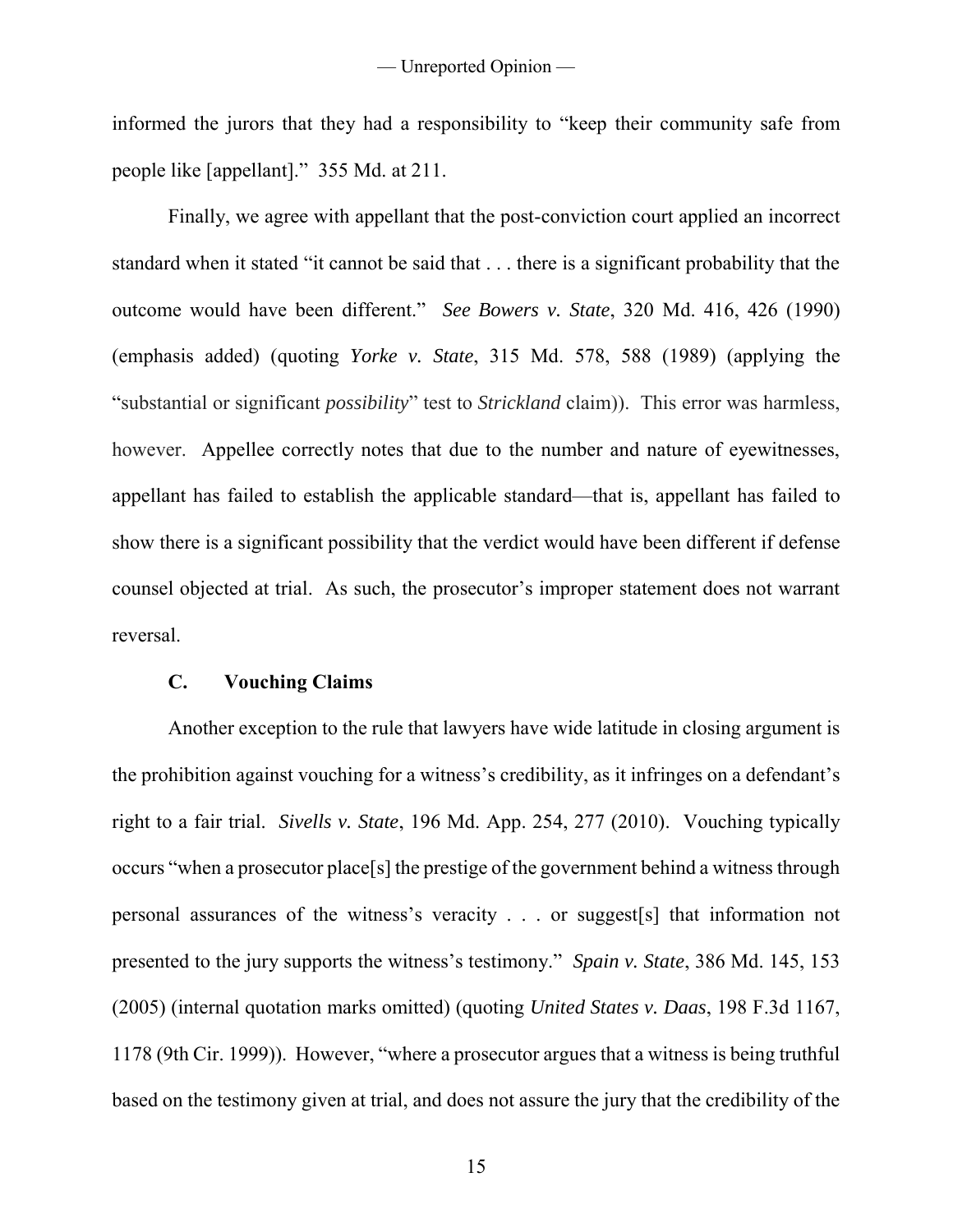informed the jurors that they had a responsibility to "keep their community safe from people like [appellant]." 355 Md. at 211.

Finally, we agree with appellant that the post-conviction court applied an incorrect standard when it stated "it cannot be said that . . . there is a significant probability that the outcome would have been different." *See Bowers v. State*, 320 Md. 416, 426 (1990) (emphasis added) (quoting *Yorke v. State*, 315 Md. 578, 588 (1989) (applying the "substantial or significant *possibility*" test to *Strickland* claim)). This error was harmless, however. Appellee correctly notes that due to the number and nature of eyewitnesses, appellant has failed to establish the applicable standard—that is, appellant has failed to show there is a significant possibility that the verdict would have been different if defense counsel objected at trial. As such, the prosecutor's improper statement does not warrant reversal.

### C. Vouching Claims

Another exception to the rule that lawyers have wide latitude in closing argument is the prohibition against vouching for a witness's credibility, as it infringes on a defendant's right to a fair trial. *Sivells v. State*, 196 Md. App. 254, 277 (2010). Vouching typically occurs "when a prosecutor place[s] the prestige of the government behind a witness through personal assurances of the witness's veracity . . . or suggest[s] that information not presented to the jury supports the witness's testimony." *Spain v. State*, 386 Md. 145, 153 (2005) (internal quotation marks omitted) (quoting *United States v. Daas*, 198 F.3d 1167, 1178 (9th Cir. 1999)). However, "where a prosecutor argues that a witness is being truthful based on the testimony given at trial, and does not assure the jury that the credibility of the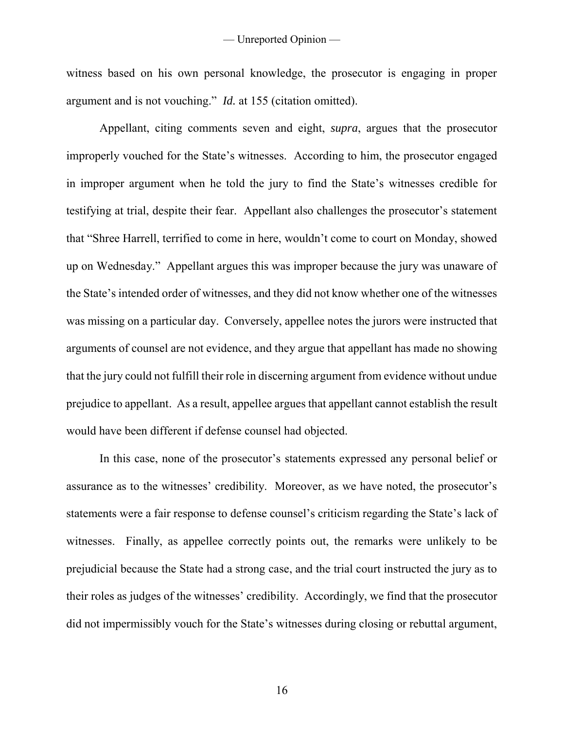witness based on his own personal knowledge, the prosecutor is engaging in proper argument and is not vouching." *Id.* at 155 (citation omitted).

Appellant, citing comments seven and eight, *supra*, argues that the prosecutor improperly vouched for the State's witnesses. According to him, the prosecutor engaged in improper argument when he told the jury to find the State's witnesses credible for testifying at trial, despite their fear. Appellant also challenges the prosecutor's statement that "Shree Harrell, terrified to come in here, wouldn't come to court on Monday, showed up on Wednesday." Appellant argues this was improper because the jury was unaware of the State's intended order of witnesses, and they did not know whether one of the witnesses was missing on a particular day. Conversely, appellee notes the jurors were instructed that arguments of counsel are not evidence, and they argue that appellant has made no showing that the jury could not fulfill their role in discerning argument from evidence without undue prejudice to appellant. As a result, appellee argues that appellant cannot establish the result would have been different if defense counsel had objected.

In this case, none of the prosecutor's statements expressed any personal belief or assurance as to the witnesses' credibility. Moreover, as we have noted, the prosecutor's statements were a fair response to defense counsel's criticism regarding the State's lack of witnesses. Finally, as appellee correctly points out, the remarks were unlikely to be prejudicial because the State had a strong case, and the trial court instructed the jury as to their roles as judges of the witnesses' credibility. Accordingly, we find that the prosecutor did not impermissibly vouch for the State's witnesses during closing or rebuttal argument,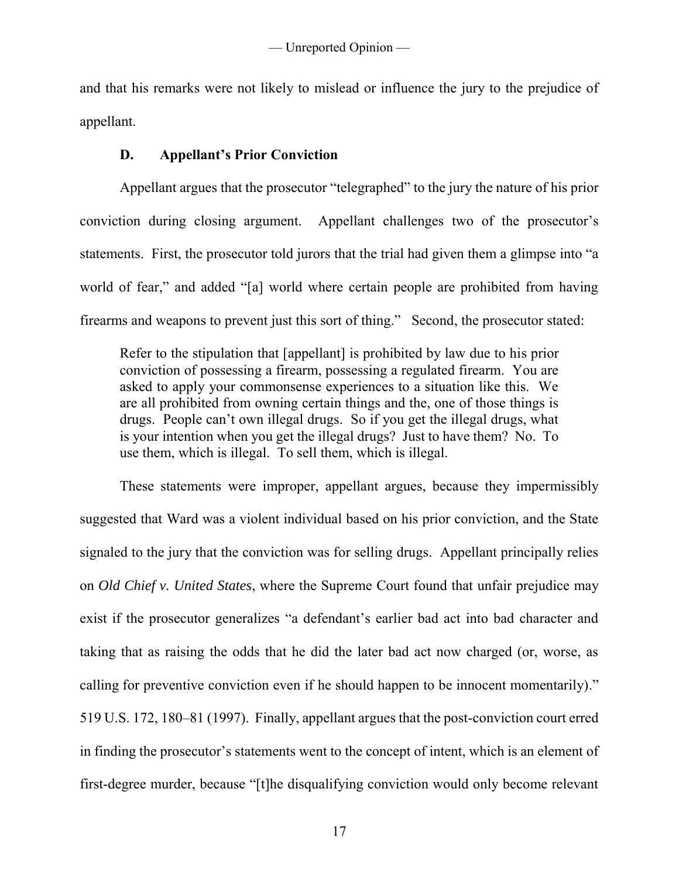and that his remarks were not likely to mislead or influence the jury to the prejudice of appellant.

### D. Appellant's Prior Conviction

Appellant argues that the prosecutor "telegraphed" to the jury the nature of his prior conviction during closing argument. Appellant challenges two of the prosecutor's statements. First, the prosecutor told jurors that the trial had given them a glimpse into "a world of fear," and added "[a] world where certain people are prohibited from having firearms and weapons to prevent just this sort of thing." Second, the prosecutor stated:

> Refer to the stipulation that [appellant] is prohibited by law due to his prior conviction of possessing a firearm, possessing a regulated firearm. You are asked to apply your commonsense experiences to a situation like this. We are all prohibited from owning certain things and the, one of those things is drugs. People can't own illegal drugs. So if you get the illegal drugs, what is your intention when you get the illegal drugs? Just to have them? No. To use them, which is illegal. To sell them, which is illegal.

These statements were improper, appellant argues, because they impermissibly suggested that Ward was a violent individual based on his prior conviction, and the State signaled to the jury that the conviction was for selling drugs. Appellant principally relies on *Old Chief v. United States*, where the Supreme Court found that unfair prejudice may exist if the prosecutor generalizes "a defendant's earlier bad act into bad character and taking that as raising the odds that he did the later bad act now charged (or, worse, as calling for preventive conviction even if he should happen to be innocent momentarily)." 519 U.S. 172, 180–81 (1997). Finally, appellant argues that the post-conviction court erred in finding the prosecutor's statements went to the concept of intent, which is an element of first-degree murder, because "[t]he disqualifying conviction would only become relevant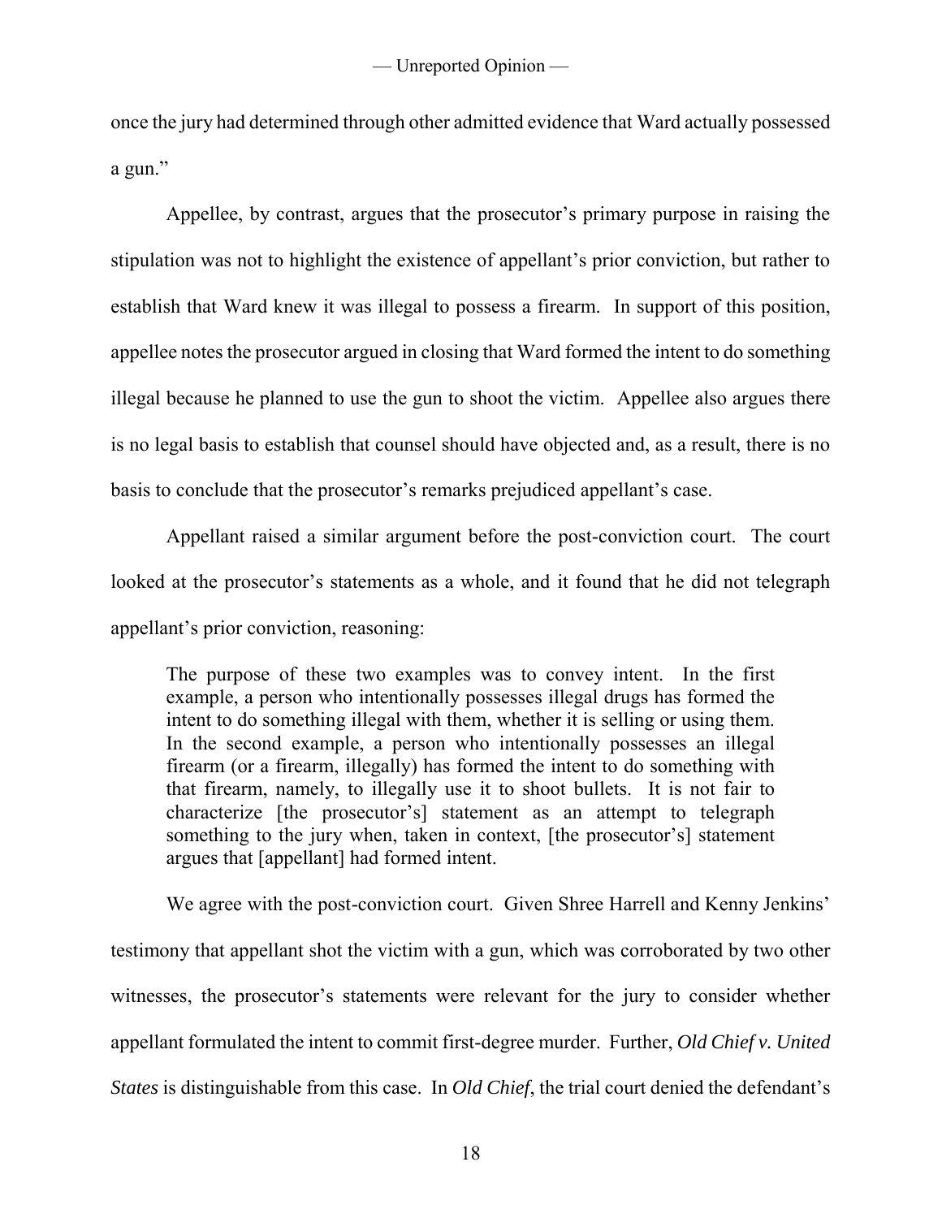once the jury had determined through other admitted evidence that Ward actually possessed a gun."

Appellee, by contrast, argues that the prosecutor's primary purpose in raising the stipulation was not to highlight the existence of appellant's prior conviction, but rather to establish that Ward knew it was illegal to possess a firearm. In support of this position, appellee notes the prosecutor argued in closing that Ward formed the intent to do something illegal because he planned to use the gun to shoot the victim. Appellee also argues there is no legal basis to establish that counsel should have objected and, as a result, there is no basis to conclude that the prosecutor's remarks prejudiced appellant's case.

Appellant raised a similar argument before the post-conviction court. The court looked at the prosecutor's statements as a whole, and it found that he did not telegraph appellant's prior conviction, reasoning:

> The purpose of these two examples was to convey intent. In the first example, a person who intentionally possesses illegal drugs has formed the intent to do something illegal with them, whether it is selling or using them. In the second example, a person who intentionally possesses an illegal firearm (or a firearm, illegally) has formed the intent to do something with that firearm, namely, to illegally use it to shoot bullets. It is not fair to characterize [the prosecutor's] statement as an attempt to telegraph something to the jury when, taken in context, [the prosecutor's] statement argues that [appellant] had formed intent.

We agree with the post-conviction court. Given Shree Harrell and Kenny Jenkins' testimony that appellant shot the victim with a gun, which was corroborated by two other witnesses, the prosecutor's statements were relevant for the jury to consider whether appellant formulated the intent to commit first-degree murder. Further, *Old Chief v. United States* is distinguishable from this case. In *Old Chief*, the trial court denied the defendant's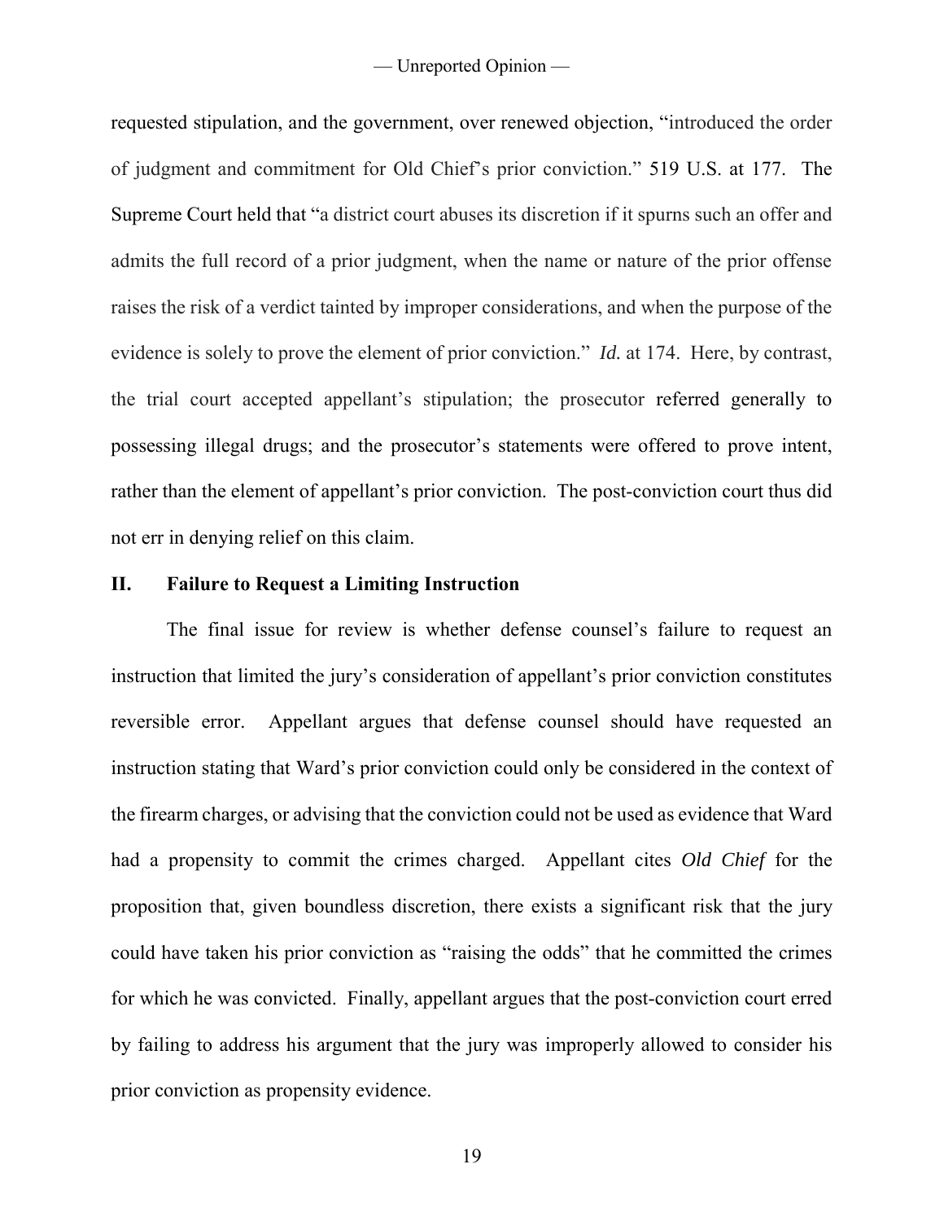requested stipulation, and the government, over renewed objection, "introduced the order of judgment and commitment for Old Chief's prior conviction." 519 U.S. at 177. The Supreme Court held that "a district court abuses its discretion if it spurns such an offer and admits the full record of a prior judgment, when the name or nature of the prior offense raises the risk of a verdict tainted by improper considerations, and when the purpose of the evidence is solely to prove the element of prior conviction." *Id.* at 174. Here, by contrast, the trial court accepted appellant's stipulation; the prosecutor referred generally to possessing illegal drugs; and the prosecutor's statements were offered to prove intent, rather than the element of appellant's prior conviction. The post-conviction court thus did not err in denying relief on this claim.

## II. Failure to Request a Limiting Instruction

The final issue for review is whether defense counsel's failure to request an instruction that limited the jury's consideration of appellant's prior conviction constitutes reversible error. Appellant argues that defense counsel should have requested an instruction stating that Ward's prior conviction could only be considered in the context of the firearm charges, or advising that the conviction could not be used as evidence that Ward had a propensity to commit the crimes charged. Appellant cites *Old Chief* for the proposition that, given boundless discretion, there exists a significant risk that the jury could have taken his prior conviction as "raising the odds" that he committed the crimes for which he was convicted. Finally, appellant argues that the post-conviction court erred by failing to address his argument that the jury was improperly allowed to consider his prior conviction as propensity evidence.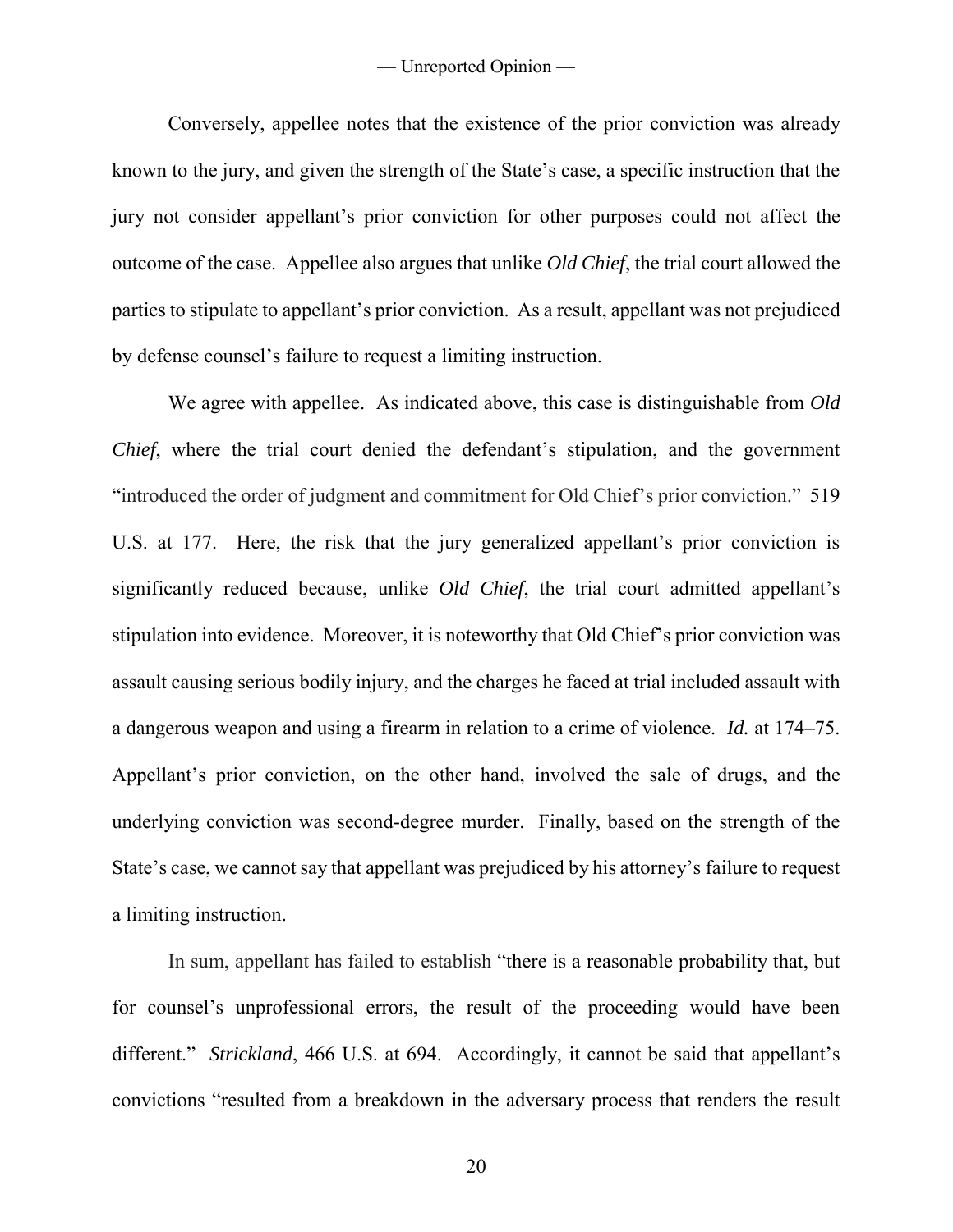Conversely, appellee notes that the existence of the prior conviction was already known to the jury, and given the strength of the State's case, a specific instruction that the jury not consider appellant's prior conviction for other purposes could not affect the outcome of the case. Appellee also argues that unlike *Old Chief*, the trial court allowed the parties to stipulate to appellant's prior conviction. As a result, appellant was not prejudiced by defense counsel's failure to request a limiting instruction.

We agree with appellee. As indicated above, this case is distinguishable from *Old Chief*, where the trial court denied the defendant's stipulation, and the government "introduced the order of judgment and commitment for Old Chief's prior conviction." 519 U.S. at 177. Here, the risk that the jury generalized appellant's prior conviction is significantly reduced because, unlike *Old Chief*, the trial court admitted appellant's stipulation into evidence. Moreover, it is noteworthy that Old Chief's prior conviction was assault causing serious bodily injury, and the charges he faced at trial included assault with a dangerous weapon and using a firearm in relation to a crime of violence. *Id.* at 174–75. Appellant's prior conviction, on the other hand, involved the sale of drugs, and the underlying conviction was second-degree murder. Finally, based on the strength of the State's case, we cannot say that appellant was prejudiced by his attorney's failure to request a limiting instruction.

In sum, appellant has failed to establish "there is a reasonable probability that, but for counsel's unprofessional errors, the result of the proceeding would have been different." *Strickland*, 466 U.S. at 694. Accordingly, it cannot be said that appellant's convictions "resulted from a breakdown in the adversary process that renders the result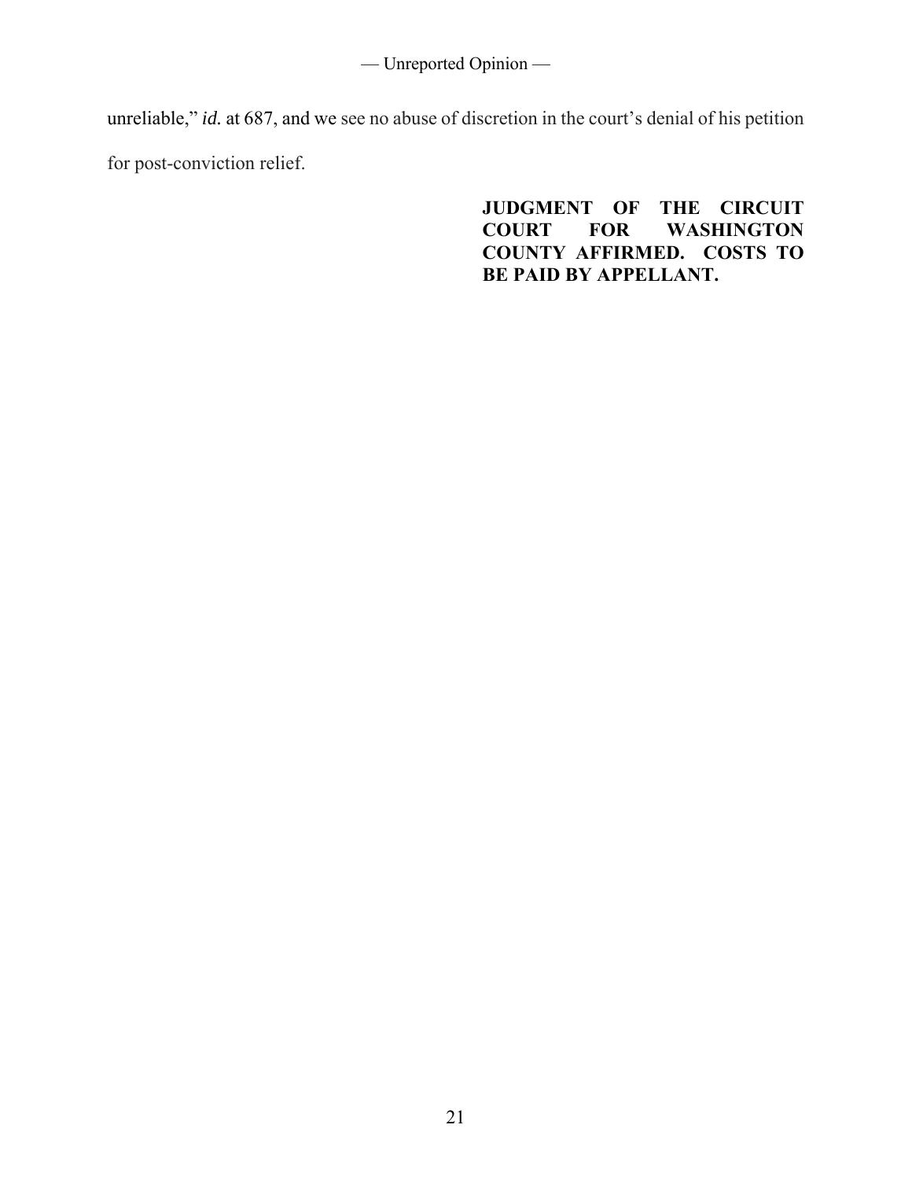unreliable," *id.* at 687, and we see no abuse of discretion in the court's denial of his petition for post-conviction relief.

**JUDGMENT OF THE CIRCUIT COURT FOR WASHINGTON COUNTY AFFIRMED. COSTS TO BE PAID BY APPELLANT.**